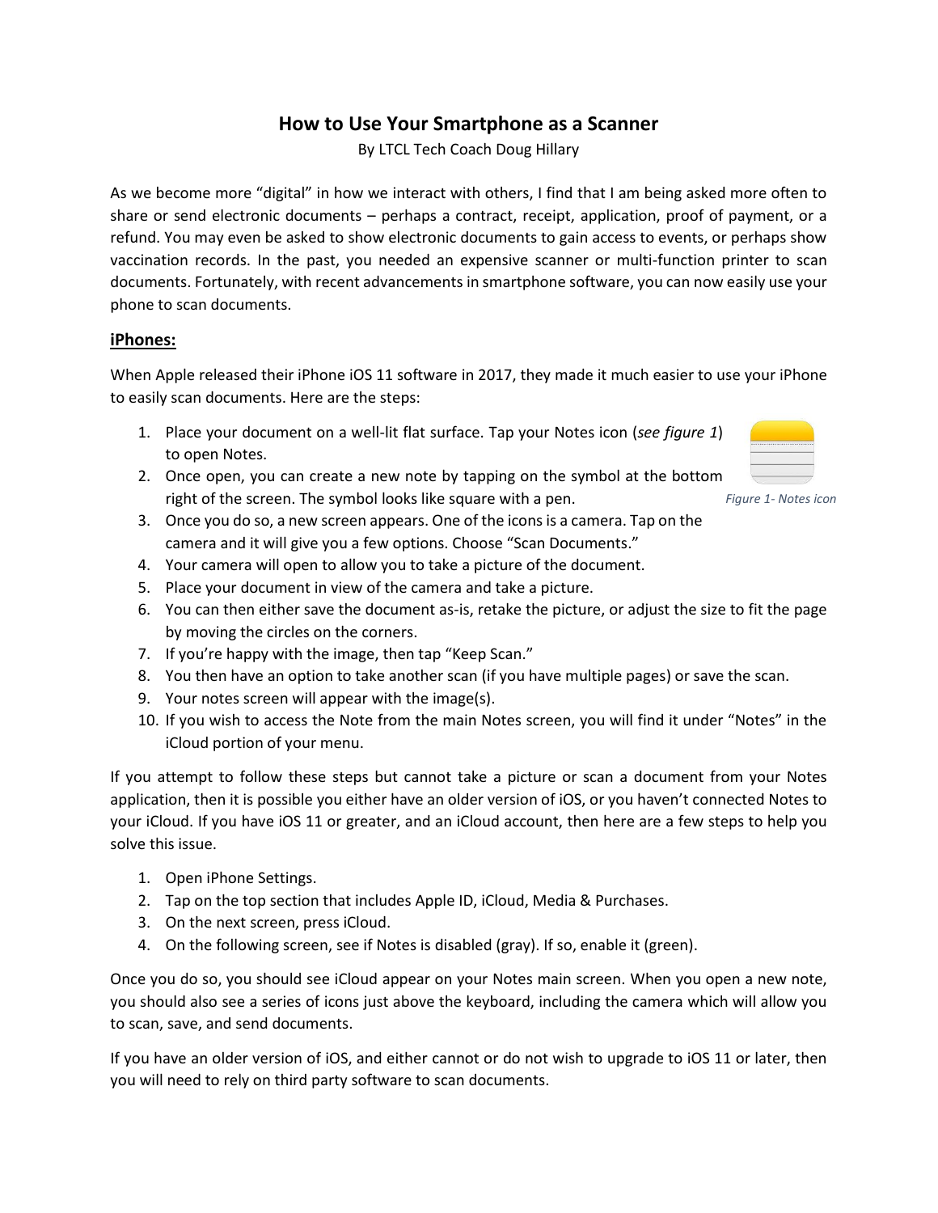# How to Use Your Smartphone as a Scanner

By LTCL Tech Coach Doug Hillary

As we become more “digital” in how we interact with others, I find that I am being asked more often to share or send electronic documents – perhaps a contract, receipt, application, proof of payment, or a refund. You may even be asked to show electronic documents to gain access to events, or perhaps show vaccination records. In the past, you needed an expensive scanner or multi-function printer to scan documents. Fortunately, with recent advancements in smartphone software, you can now easily use your phone to scan documents.

## iPhones:

When Apple released their iPhone iOS 11 software in 2017, they made it much easier to use your iPhone to easily scan documents. Here are the steps:

1. Place your document on a well-lit flat surface. Tap your Notes icon (*see figure 1*) to open Notes.
2. Once open, you can create a new note by tapping on the symbol at the bottom right of the screen. The symbol looks like square with a pen.
3. Once you do so, a new screen appears. One of the icons is a camera. Tap on the camera and it will give you a few options. Choose “Scan Documents.”
4. Your camera will open to allow you to take a picture of the document.
5. Place your document in view of the camera and take a picture.
6. You can then either save the document as-is, retake the picture, or adjust the size to fit the page by moving the circles on the corners.
7. If you’re happy with the image, then tap “Keep Scan.”
8. You then have an option to take another scan (if you have multiple pages) or save the scan.
9. Your notes screen will appear with the image(s).
10. If you wish to access the Note from the main Notes screen, you will find it under “Notes” in the iCloud portion of your menu.

*Figure 1- Notes icon*

If you attempt to follow these steps but cannot take a picture or scan a document from your Notes application, then it is possible you either have an older version of iOS, or you haven’t connected Notes to your iCloud. If you have iOS 11 or greater, and an iCloud account, then here are a few steps to help you solve this issue.

1. Open iPhone Settings.
2. Tap on the top section that includes Apple ID, iCloud, Media & Purchases.
3. On the next screen, press iCloud.
4. On the following screen, see if Notes is disabled (gray). If so, enable it (green).

Once you do so, you should see iCloud appear on your Notes main screen. When you open a new note, you should also see a series of icons just above the keyboard, including the camera which will allow you to scan, save, and send documents.

If you have an older version of iOS, and either cannot or do not wish to upgrade to iOS 11 or later, then you will need to rely on third party software to scan documents.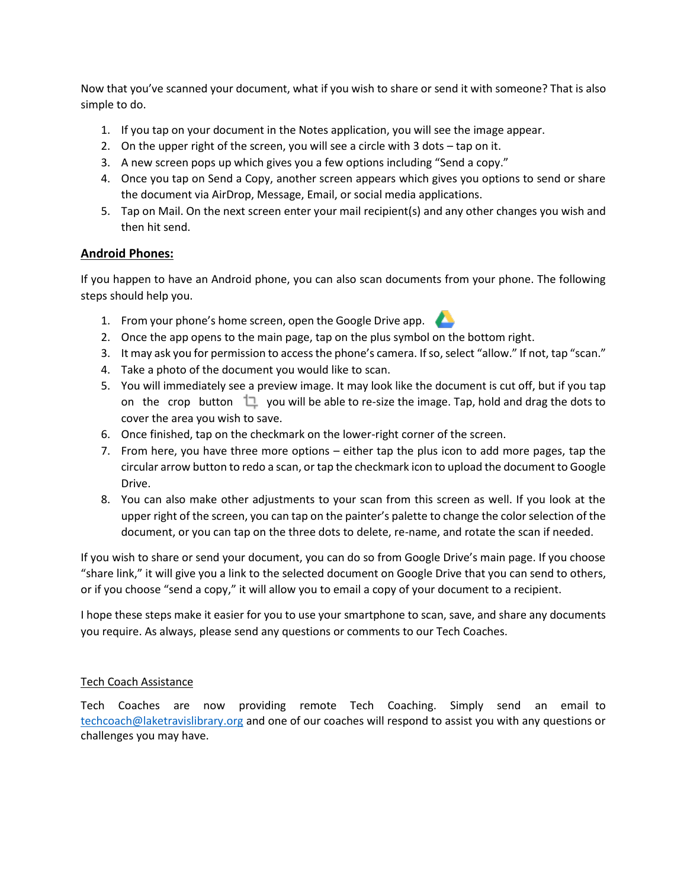Now that you've scanned your document, what if you wish to share or send it with someone? That is also simple to do.

1. If you tap on your document in the Notes application, you will see the image appear.
2. On the upper right of the screen, you will see a circle with 3 dots – tap on it.
3. A new screen pops up which gives you a few options including "Send a copy."
4. Once you tap on Send a Copy, another screen appears which gives you options to send or share the document via AirDrop, Message, Email, or social media applications.
5. Tap on Mail. On the next screen enter your mail recipient(s) and any other changes you wish and then hit send.

## **Android Phones:**

If you happen to have an Android phone, you can also scan documents from your phone. The following steps should help you.

1. From your phone's home screen, open the Google Drive app.
2. Once the app opens to the main page, tap on the plus symbol on the bottom right.
3. It may ask you for permission to access the phone's camera. If so, select "allow." If not, tap "scan."
4. Take a photo of the document you would like to scan.
5. You will immediately see a preview image. It may look like the document is cut off, but if you tap on the crop button you will be able to re-size the image. Tap, hold and drag the dots to cover the area you wish to save.
6. Once finished, tap on the checkmark on the lower-right corner of the screen.
7. From here, you have three more options – either tap the plus icon to add more pages, tap the circular arrow button to redo a scan, or tap the checkmark icon to upload the document to Google Drive.
8. You can also make other adjustments to your scan from this screen as well. If you look at the upper right of the screen, you can tap on the painter's palette to change the color selection of the document, or you can tap on the three dots to delete, re-name, and rotate the scan if needed.

If you wish to share or send your document, you can do so from Google Drive's main page. If you choose "share link," it will give you a link to the selected document on Google Drive that you can send to others, or if you choose "send a copy," it will allow you to email a copy of your document to a recipient.

I hope these steps make it easier for you to use your smartphone to scan, save, and share any documents you require. As always, please send any questions or comments to our Tech Coaches.

Tech Coach Assistance

Tech Coaches are now providing remote Tech Coaching. Simply send an email to techcoach@laketravislibrary.org and one of our coaches will respond to assist you with any questions or challenges you may have.